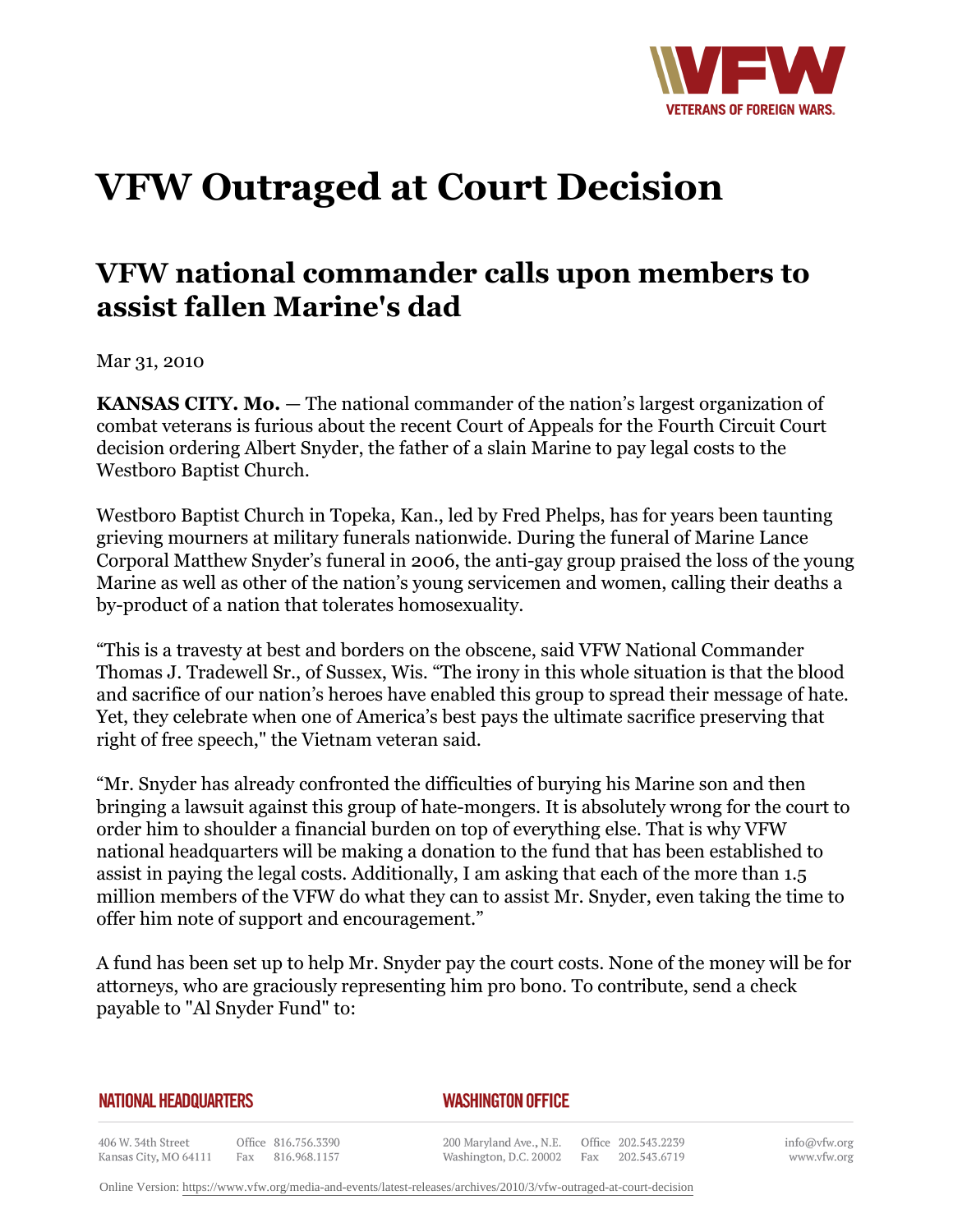# VFW Outraged at Court Decision

## VFW national commander calls upon members to assist fallen Marine's dad

Mar 31, 2010

**KANSAS CITY. Mo.** — The national commander of the nation's largest organization of combat veterans is furious about the recent Court of Appeals for the Fourth Circuit Court decision ordering Albert Snyder, the father of a slain Marine to pay legal costs to the Westboro Baptist Church.

Westboro Baptist Church in Topeka, Kan., led by Fred Phelps, has for years been taunting grieving mourners at military funerals nationwide. During the funeral of Marine Lance Corporal Matthew Snyder's funeral in 2006, the anti-gay group praised the loss of the young Marine as well as other of the nation's young servicemen and women, calling their deaths a by-product of a nation that tolerates homosexuality.

"This is a travesty at best and borders on the obscene, said VFW National Commander Thomas J. Tradewell Sr., of Sussex, Wis. "The irony in this whole situation is that the blood and sacrifice of our nation's heroes have enabled this group to spread their message of hate. Yet, they celebrate when one of America's best pays the ultimate sacrifice preserving that right of free speech," the Vietnam veteran said.

"Mr. Snyder has already confronted the difficulties of burying his Marine son and then bringing a lawsuit against this group of hate-mongers. It is absolutely wrong for the court to order him to shoulder a financial burden on top of everything else. That is why VFW national headquarters will be making a donation to the fund that has been established to assist in paying the legal costs. Additionally, I am asking that each of the more than 1.5 million members of the VFW do what they can to assist Mr. Snyder, even taking the time to offer him note of support and encouragement."

A fund has been set up to help Mr. Snyder pay the court costs. None of the money will be for attorneys, who are graciously representing him pro bono. To contribute, send a check payable to "Al Snyder Fund" to: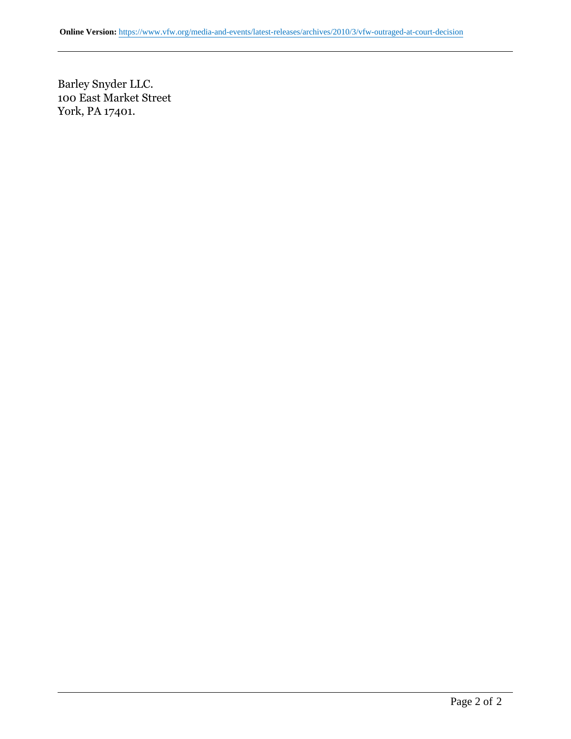Barley Snyder LLC.
100 East Market Street
York, PA 17401.